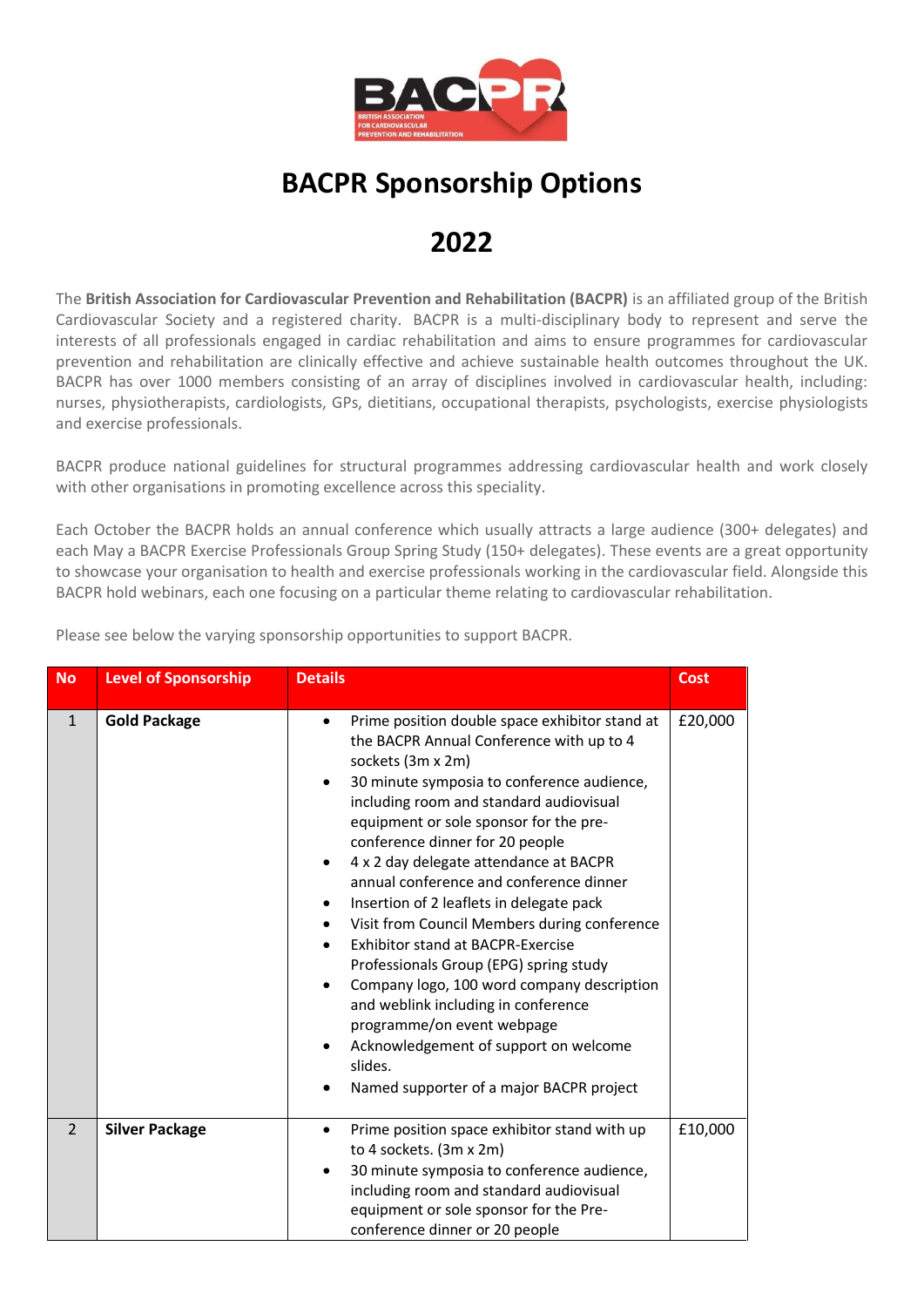# BACPR Sponsorship Options

# 2022

The **British Association for Cardiovascular Prevention and Rehabilitation (BACPR)** is an affiliated group of the British Cardiovascular Society and a registered charity. BACPR is a multi-disciplinary body to represent and serve the interests of all professionals engaged in cardiac rehabilitation and aims to ensure programmes for cardiovascular prevention and rehabilitation are clinically effective and achieve sustainable health outcomes throughout the UK. BACPR has over 1000 members consisting of an array of disciplines involved in cardiovascular health, including: nurses, physiotherapists, cardiologists, GPs, dietitians, occupational therapists, psychologists, exercise physiologists and exercise professionals.

BACPR produce national guidelines for structural programmes addressing cardiovascular health and work closely with other organisations in promoting excellence across this speciality.

Each October the BACPR holds an annual conference which usually attracts a large audience (300+ delegates) and each May a BACPR Exercise Professionals Group Spring Study (150+ delegates). These events are a great opportunity to showcase your organisation to health and exercise professionals working in the cardiovascular field. Alongside this BACPR hold webinars, each one focusing on a particular theme relating to cardiovascular rehabilitation.

Please see below the varying sponsorship opportunities to support BACPR.

| No | Level of Sponsorship | Details | Cost |
|---|---|---|---|
| 1 | **Gold Package** | • Prime position double space exhibitor stand at the BACPR Annual Conference with up to 4 sockets (3m x 2m)<br>• 30 minute symposia to conference audience, including room and standard audiovisual equipment or sole sponsor for the pre-conference dinner for 20 people<br>• 4 x 2 day delegate attendance at BACPR annual conference and conference dinner<br>• Insertion of 2 leaflets in delegate pack<br>• Visit from Council Members during conference<br>• Exhibitor stand at BACPR-Exercise Professionals Group (EPG) spring study<br>• Company logo, 100 word company description and weblink including in conference programme/on event webpage<br>• Acknowledgement of support on welcome slides.<br>• Named supporter of a major BACPR project | £20,000 |
| 2 | **Silver Package** | • Prime position space exhibitor stand with up to 4 sockets. (3m x 2m)<br>• 30 minute symposia to conference audience, including room and standard audiovisual equipment or sole sponsor for the Pre-conference dinner or 20 people | £10,000 |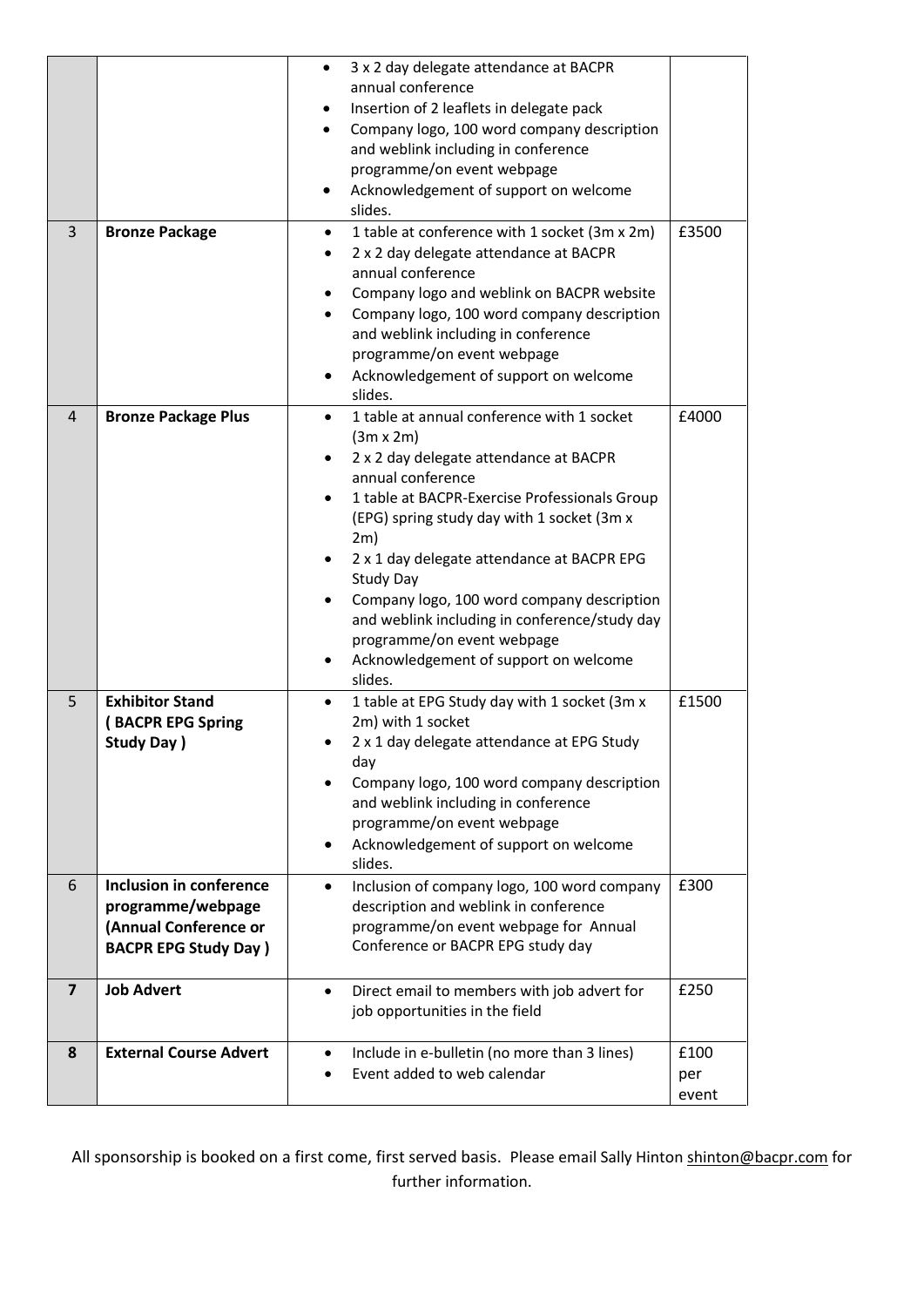| | | | |
|---|---|---|---|
| | | • 3 x 2 day delegate attendance at BACPR annual conference<br>• Insertion of 2 leaflets in delegate pack<br>• Company logo, 100 word company description and weblink including in conference programme/on event webpage<br>• Acknowledgement of support on welcome slides. | |
| 3 | **Bronze Package** | • 1 table at conference with 1 socket (3m x 2m)<br>• 2 x 2 day delegate attendance at BACPR annual conference<br>• Company logo and weblink on BACPR website<br>• Company logo, 100 word company description and weblink including in conference programme/on event webpage<br>• Acknowledgement of support on welcome slides. | £3500 |
| 4 | **Bronze Package Plus** | • 1 table at annual conference with 1 socket (3m x 2m)<br>• 2 x 2 day delegate attendance at BACPR annual conference<br>• 1 table at BACPR-Exercise Professionals Group (EPG) spring study day with 1 socket (3m x 2m)<br>• 2 x 1 day delegate attendance at BACPR EPG Study Day<br>• Company logo, 100 word company description and weblink including in conference/study day programme/on event webpage<br>• Acknowledgement of support on welcome slides. | £4000 |
| 5 | **Exhibitor Stand ( BACPR EPG Spring Study Day )** | • 1 table at EPG Study day with 1 socket (3m x 2m) with 1 socket<br>• 2 x 1 day delegate attendance at EPG Study day<br>• Company logo, 100 word company description and weblink including in conference programme/on event webpage<br>• Acknowledgement of support on welcome slides. | £1500 |
| 6 | **Inclusion in conference programme/webpage (Annual Conference or BACPR EPG Study Day )** | • Inclusion of company logo, 100 word company description and weblink in conference programme/on event webpage for Annual Conference or BACPR EPG study day | £300 |
| **7** | **Job Advert** | • Direct email to members with job advert for job opportunities in the field | £250 |
| **8** | **External Course Advert** | • Include in e-bulletin (no more than 3 lines)<br>• Event added to web calendar | £100 per event |

All sponsorship is booked on a first come, first served basis. Please email Sally Hinton shinton@bacpr.com for further information.